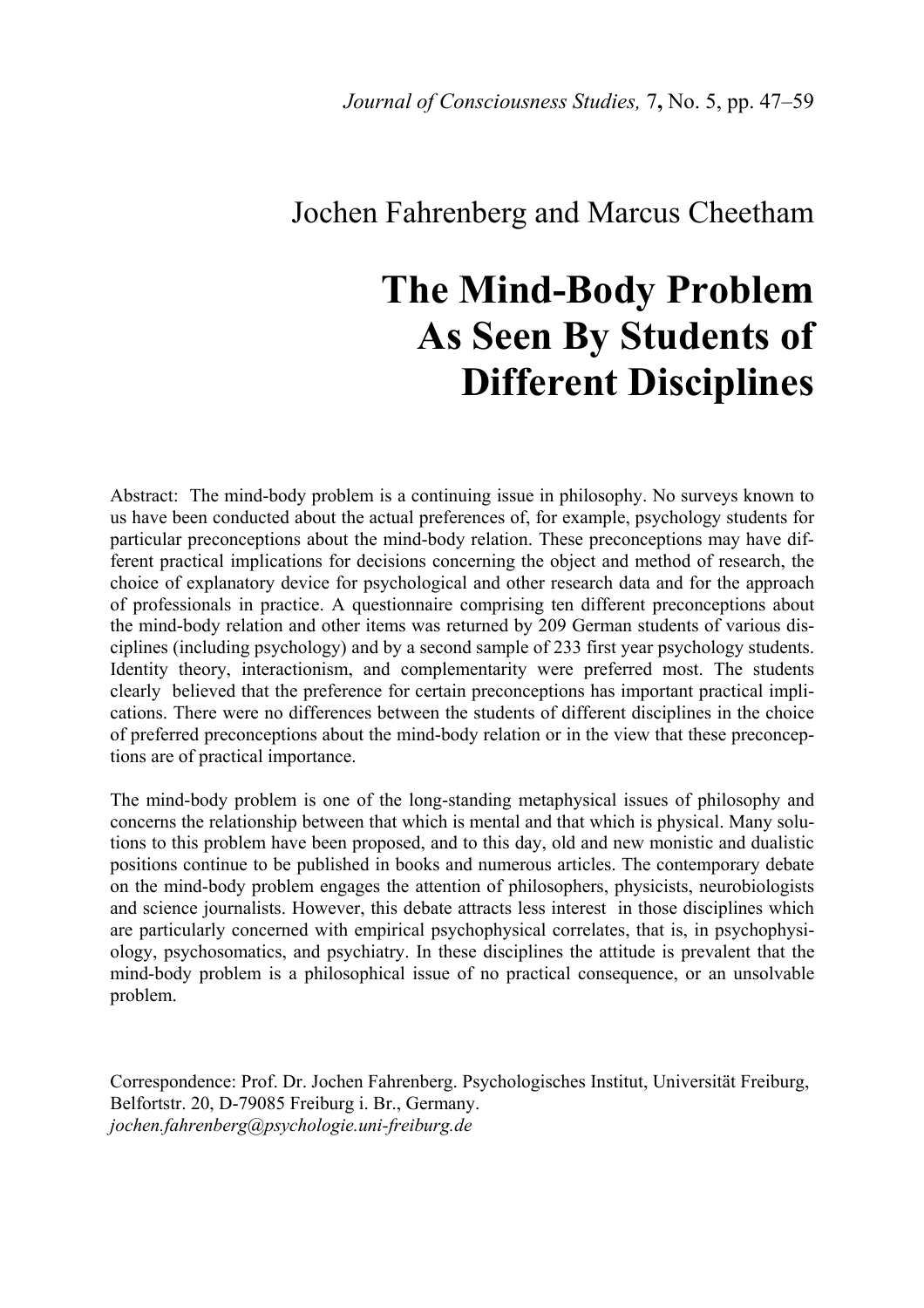Jochen Fahrenberg and Marcus Cheetham

# The Mind-Body Problem As Seen By Students of Different Disciplines

Abstract: The mind-body problem is a continuing issue in philosophy. No surveys known to us have been conducted about the actual preferences of, for example, psychology students for particular preconceptions about the mind-body relation. These preconceptions may have different practical implications for decisions concerning the object and method of research, the choice of explanatory device for psychological and other research data and for the approach of professionals in practice. A questionnaire comprising ten different preconceptions about the mind-body relation and other items was returned by 209 German students of various disciplines (including psychology) and by a second sample of 233 first year psychology students. Identity theory, interactionism, and complementarity were preferred most. The students clearly believed that the preference for certain preconceptions has important practical implications. There were no differences between the students of different disciplines in the choice of preferred preconceptions about the mind-body relation or in the view that these preconceptions are of practical importance.

The mind-body problem is one of the long-standing metaphysical issues of philosophy and concerns the relationship between that which is mental and that which is physical. Many solutions to this problem have been proposed, and to this day, old and new monistic and dualistic positions continue to be published in books and numerous articles. The contemporary debate on the mind-body problem engages the attention of philosophers, physicists, neurobiologists and science journalists. However, this debate attracts less interest in those disciplines which are particularly concerned with empirical psychophysical correlates, that is, in psychophysiology, psychosomatics, and psychiatry. In these disciplines the attitude is prevalent that the mind-body problem is a philosophical issue of no practical consequence, or an unsolvable problem.

Correspondence: Prof. Dr. Jochen Fahrenberg. Psychologisches Institut, Universität Freiburg, Belfortstr. 20, D-79085 Freiburg i. Br., Germany.
*jochen.fahrenberg@psychologie.uni-freiburg.de*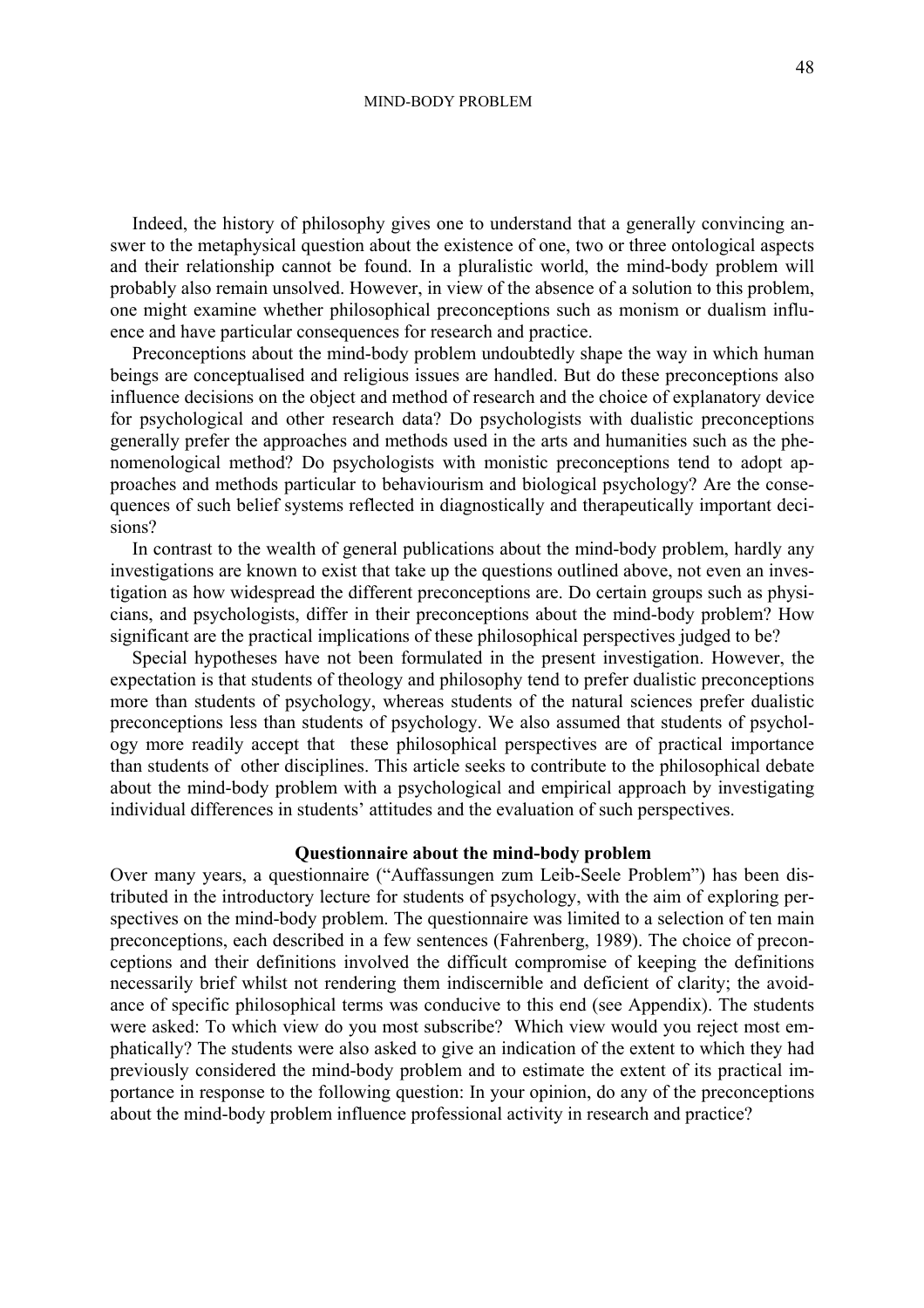Indeed, the history of philosophy gives one to understand that a generally convincing answer to the metaphysical question about the existence of one, two or three ontological aspects and their relationship cannot be found. In a pluralistic world, the mind-body problem will probably also remain unsolved. However, in view of the absence of a solution to this problem, one might examine whether philosophical preconceptions such as monism or dualism influence and have particular consequences for research and practice.

Preconceptions about the mind-body problem undoubtedly shape the way in which human beings are conceptualised and religious issues are handled. But do these preconceptions also influence decisions on the object and method of research and the choice of explanatory device for psychological and other research data? Do psychologists with dualistic preconceptions generally prefer the approaches and methods used in the arts and humanities such as the phenomenological method? Do psychologists with monistic preconceptions tend to adopt approaches and methods particular to behaviourism and biological psychology? Are the consequences of such belief systems reflected in diagnostically and therapeutically important decisions?

In contrast to the wealth of general publications about the mind-body problem, hardly any investigations are known to exist that take up the questions outlined above, not even an investigation as how widespread the different preconceptions are. Do certain groups such as physicians, and psychologists, differ in their preconceptions about the mind-body problem? How significant are the practical implications of these philosophical perspectives judged to be?

Special hypotheses have not been formulated in the present investigation. However, the expectation is that students of theology and philosophy tend to prefer dualistic preconceptions more than students of psychology, whereas students of the natural sciences prefer dualistic preconceptions less than students of psychology. We also assumed that students of psychology more readily accept that these philosophical perspectives are of practical importance than students of other disciplines. This article seeks to contribute to the philosophical debate about the mind-body problem with a psychological and empirical approach by investigating individual differences in students' attitudes and the evaluation of such perspectives.

## Questionnaire about the mind-body problem

Over many years, a questionnaire ("Auffassungen zum Leib-Seele Problem") has been distributed in the introductory lecture for students of psychology, with the aim of exploring perspectives on the mind-body problem. The questionnaire was limited to a selection of ten main preconceptions, each described in a few sentences (Fahrenberg, 1989). The choice of preconceptions and their definitions involved the difficult compromise of keeping the definitions necessarily brief whilst not rendering them indiscernible and deficient of clarity; the avoidance of specific philosophical terms was conducive to this end (see Appendix). The students were asked: To which view do you most subscribe? Which view would you reject most emphatically? The students were also asked to give an indication of the extent to which they had previously considered the mind-body problem and to estimate the extent of its practical importance in response to the following question: In your opinion, do any of the preconceptions about the mind-body problem influence professional activity in research and practice?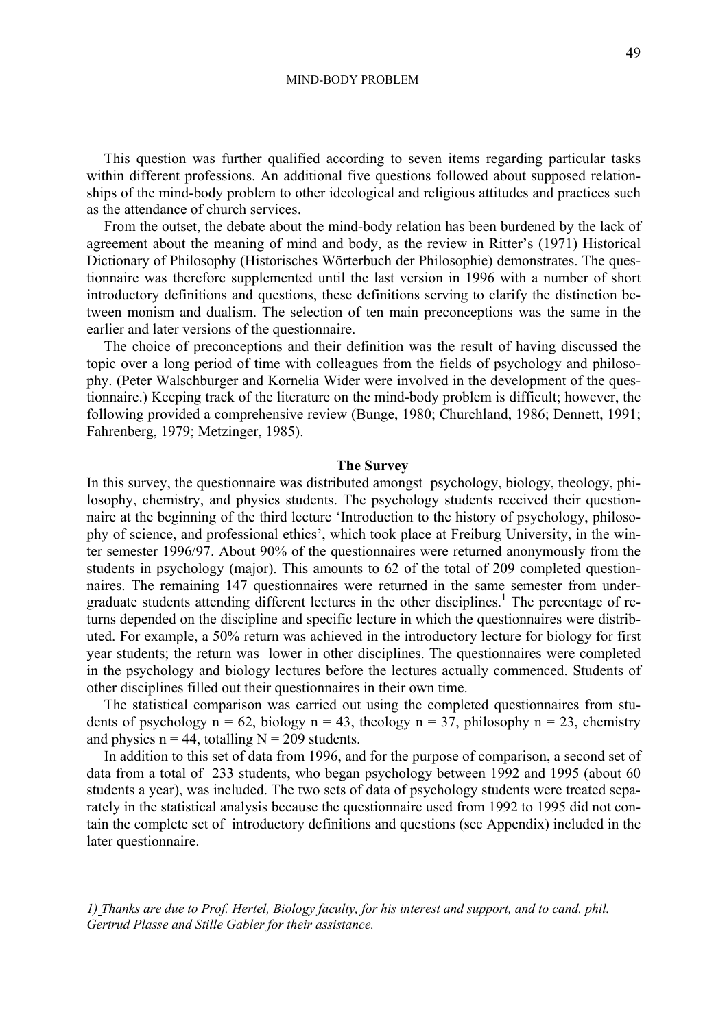This question was further qualified according to seven items regarding particular tasks within different professions. An additional five questions followed about supposed relationships of the mind-body problem to other ideological and religious attitudes and practices such as the attendance of church services.

From the outset, the debate about the mind-body relation has been burdened by the lack of agreement about the meaning of mind and body, as the review in Ritter's (1971) Historical Dictionary of Philosophy (Historisches Wörterbuch der Philosophie) demonstrates. The questionnaire was therefore supplemented until the last version in 1996 with a number of short introductory definitions and questions, these definitions serving to clarify the distinction between monism and dualism. The selection of ten main preconceptions was the same in the earlier and later versions of the questionnaire.

The choice of preconceptions and their definition was the result of having discussed the topic over a long period of time with colleagues from the fields of psychology and philosophy. (Peter Walschburger and Kornelia Wider were involved in the development of the questionnaire.) Keeping track of the literature on the mind-body problem is difficult; however, the following provided a comprehensive review (Bunge, 1980; Churchland, 1986; Dennett, 1991; Fahrenberg, 1979; Metzinger, 1985).

## The Survey

In this survey, the questionnaire was distributed amongst psychology, biology, theology, philosophy, chemistry, and physics students. The psychology students received their questionnaire at the beginning of the third lecture 'Introduction to the history of psychology, philosophy of science, and professional ethics', which took place at Freiburg University, in the winter semester 1996/97. About 90% of the questionnaires were returned anonymously from the students in psychology (major). This amounts to 62 of the total of 209 completed questionnaires. The remaining 147 questionnaires were returned in the same semester from undergraduate students attending different lectures in the other disciplines.[1] The percentage of returns depended on the discipline and specific lecture in which the questionnaires were distributed. For example, a 50% return was achieved in the introductory lecture for biology for first year students; the return was lower in other disciplines. The questionnaires were completed in the psychology and biology lectures before the lectures actually commenced. Students of other disciplines filled out their questionnaires in their own time.

The statistical comparison was carried out using the completed questionnaires from students of psychology $n = 62$, biology $n = 43$, theology $n = 37$, philosophy $n = 23$, chemistry and physics $n = 44$, totalling $N = 209$ students.

In addition to this set of data from 1996, and for the purpose of comparison, a second set of data from a total of 233 students, who began psychology between 1992 and 1995 (about 60 students a year), was included. The two sets of data of psychology students were treated separately in the statistical analysis because the questionnaire used from 1992 to 1995 did not contain the complete set of introductory definitions and questions (see Appendix) included in the later questionnaire.

*1) Thanks are due to Prof. Hertel, Biology faculty, for his interest and support, and to cand. phil. Gertrud Plasse and Stille Gabler for their assistance.*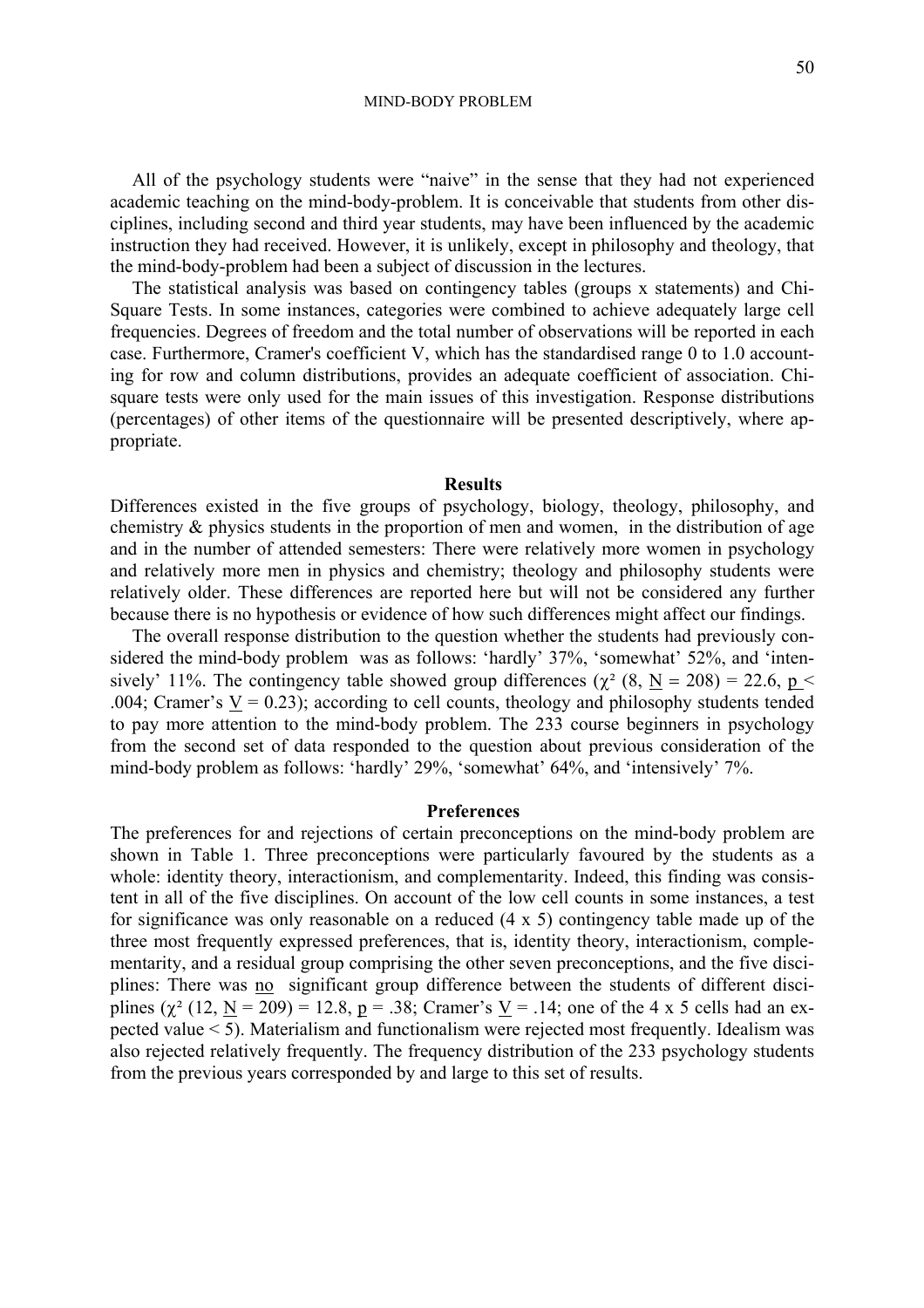All of the psychology students were "naive" in the sense that they had not experienced academic teaching on the mind-body-problem. It is conceivable that students from other disciplines, including second and third year students, may have been influenced by the academic instruction they had received. However, it is unlikely, except in philosophy and theology, that the mind-body-problem had been a subject of discussion in the lectures.

The statistical analysis was based on contingency tables (groups x statements) and Chi-Square Tests. In some instances, categories were combined to achieve adequately large cell frequencies. Degrees of freedom and the total number of observations will be reported in each case. Furthermore, Cramer's coefficient V, which has the standardised range 0 to 1.0 accounting for row and column distributions, provides an adequate coefficient of association. Chi-square tests were only used for the main issues of this investigation. Response distributions (percentages) of other items of the questionnaire will be presented descriptively, where appropriate.

## Results

Differences existed in the five groups of psychology, biology, theology, philosophy, and chemistry & physics students in the proportion of men and women, in the distribution of age and in the number of attended semesters: There were relatively more women in psychology and relatively more men in physics and chemistry; theology and philosophy students were relatively older. These differences are reported here but will not be considered any further because there is no hypothesis or evidence of how such differences might affect our findings.

The overall response distribution to the question whether the students had previously considered the mind-body problem was as follows: 'hardly' 37%, 'somewhat' 52%, and 'intensively' 11%. The contingency table showed group differences ($\chi^2$ (8, $\underline{N}$ = 208) = 22.6, $\underline{p}$ < .004; Cramer's $\underline{V}$ = 0.23); according to cell counts, theology and philosophy students tended to pay more attention to the mind-body problem. The 233 course beginners in psychology from the second set of data responded to the question about previous consideration of the mind-body problem as follows: 'hardly' 29%, 'somewhat' 64%, and 'intensively' 7%.

## Preferences

The preferences for and rejections of certain preconceptions on the mind-body problem are shown in Table 1. Three preconceptions were particularly favoured by the students as a whole: identity theory, interactionism, and complementarity. Indeed, this finding was consistent in all of the five disciplines. On account of the low cell counts in some instances, a test for significance was only reasonable on a reduced (4 x 5) contingency table made up of the three most frequently expressed preferences, that is, identity theory, interactionism, complementarity, and a residual group comprising the other seven preconceptions, and the five disciplines: There was no significant group difference between the students of different disciplines ($\chi^2$ (12, $\underline{N}$ = 209) = 12.8, $\underline{p}$ = .38; Cramer's $\underline{V}$ = .14; one of the 4 x 5 cells had an expected value < 5). Materialism and functionalism were rejected most frequently. Idealism was also rejected relatively frequently. The frequency distribution of the 233 psychology students from the previous years corresponded by and large to this set of results.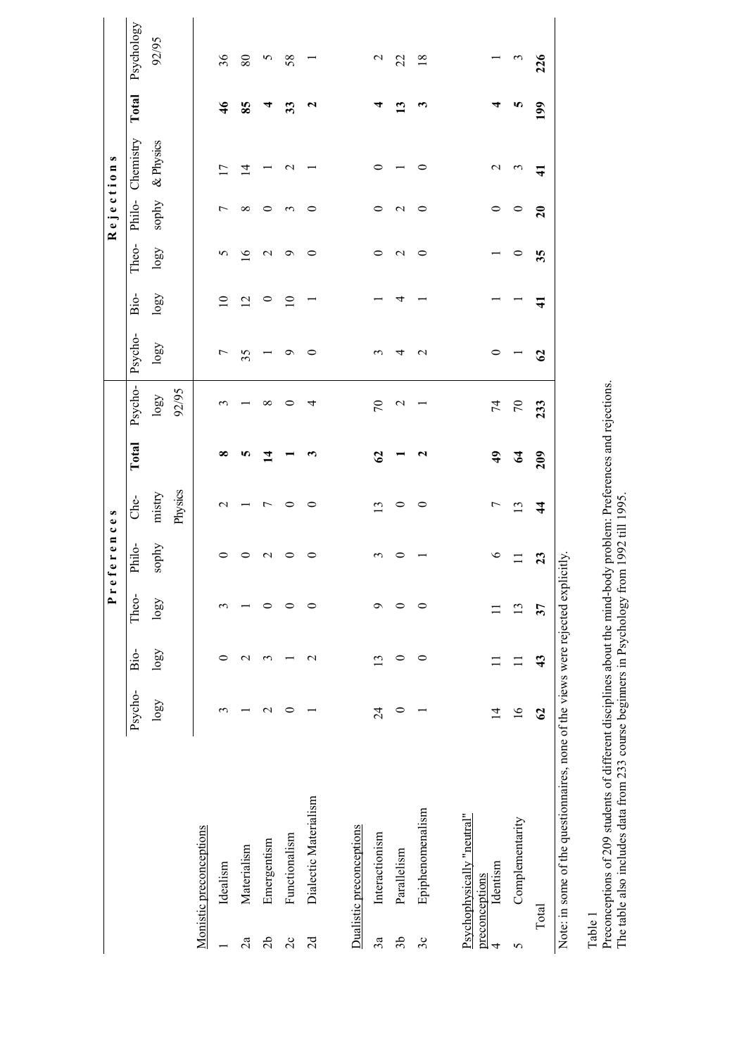| | | Preferences | | | | | | | Rejections | | | | | | |
|---|---|---|---|---|---|---|---|---|---|---|---|---|---|---|---|
| | | Psychology | Biology | Theology | Philosophy | Chemistry Physics | **Total** | Psychology 92/95 | Psychology | Biology | Theology | Philosophy | Chemistry & Physics | **Total** | Psychology 92/95 |
| Monistic preconceptions | | | | | | | | | | | | | | | |
| 1 | Idealism | 3 | 0 | 3 | 0 | 2 | **8** | 3 | 7 | 10 | 5 | 7 | 17 | **46** | 36 |
| 2a | Materialism | 1 | 2 | 1 | 0 | 1 | **5** | 1 | 35 | 12 | 16 | 8 | 14 | **85** | 80 |
| 2b | Emergentism | 2 | 3 | 0 | 2 | 7 | **14** | 8 | 1 | 0 | 2 | 0 | 1 | **4** | 5 |
| 2c | Functionalism | 0 | 1 | 0 | 0 | 0 | **1** | 0 | 9 | 10 | 9 | 3 | 2 | **33** | 58 |
| 2d | Dialectic Materialism | 1 | 2 | 0 | 0 | 0 | **3** | 4 | 0 | 1 | 0 | 0 | 1 | **2** | 1 |
| Dualistic preconceptions | | | | | | | | | | | | | | | |
| 3a | Interactionism | 24 | 13 | 9 | 3 | 13 | **62** | 70 | 3 | 1 | 0 | 0 | 0 | **4** | 2 |
| 3b | Parallelism | 0 | 0 | 0 | 0 | 0 | **1** | 2 | 4 | 4 | 2 | 2 | 1 | **13** | 22 |
| 3c | Epiphenomenalism | 1 | 0 | 0 | 1 | 0 | **2** | 1 | 2 | 1 | 0 | 0 | 0 | **3** | 18 |
| Psychophysically "neutral" preconceptions | | | | | | | | | | | | | | | |
| 4 | Identism | 14 | 11 | 11 | 6 | 7 | **49** | 74 | 0 | 1 | 1 | 0 | 2 | **4** | 1 |
| 5 | Complementarity | 16 | 11 | 13 | 11 | 13 | **64** | 70 | 1 | 1 | 0 | 0 | 3 | **5** | 3 |
| | Total | **62** | **43** | **37** | **23** | **44** | **209** | **233** | **62** | **41** | **35** | **20** | **41** | **199** | **226** |

Note: in some of the questionnaires, none of the views were rejected explicitly.

Table 1
Preconceptions of 209 students of different disciplines about the mind-body problem: Preferences and rejections.
The table also includes data from 233 course beginners in Psychology from 1992 till 1995.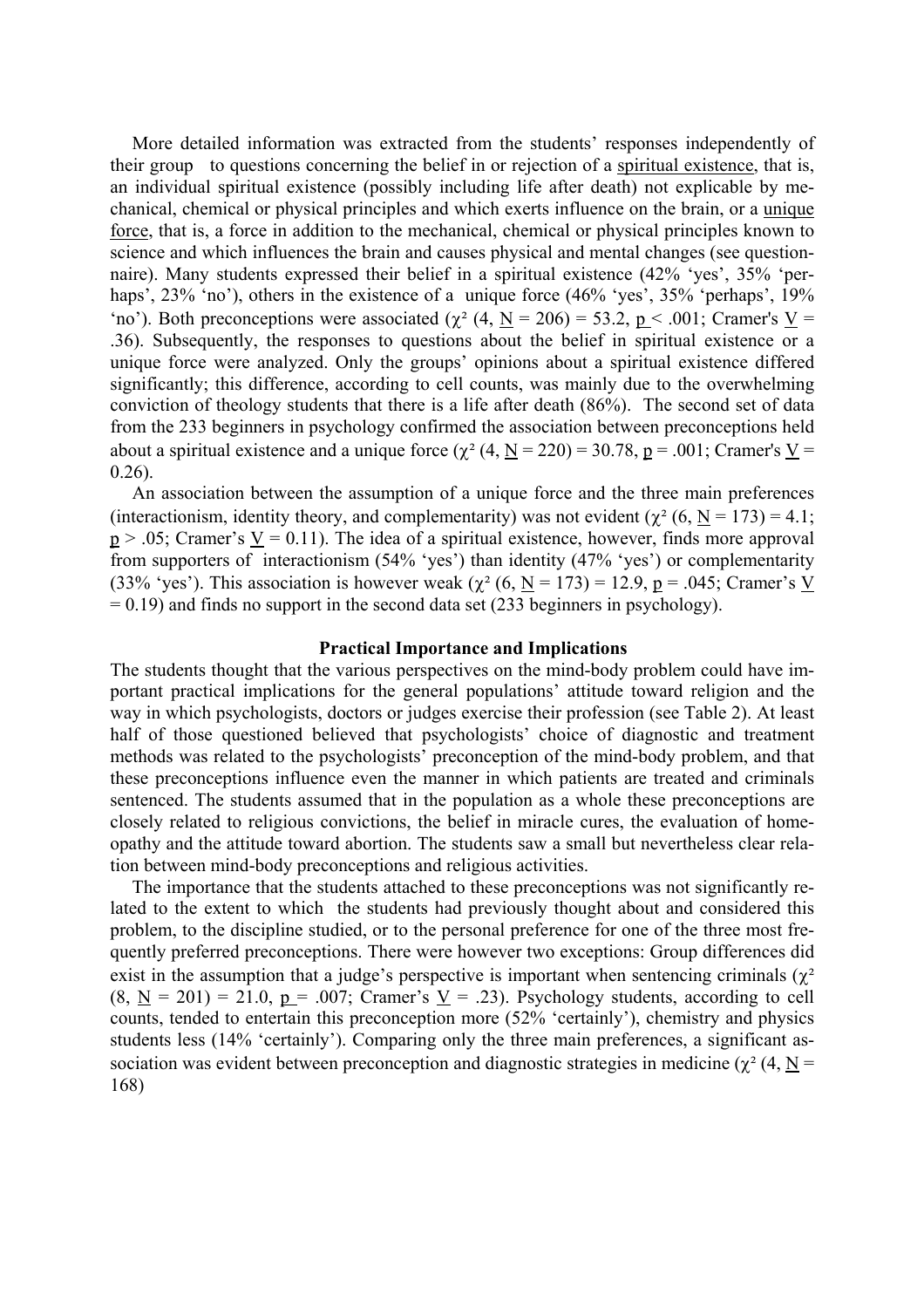More detailed information was extracted from the students' responses independently of their group to questions concerning the belief in or rejection of a spiritual existence, that is, an individual spiritual existence (possibly including life after death) not explicable by mechanical, chemical or physical principles and which exerts influence on the brain, or a unique force, that is, a force in addition to the mechanical, chemical or physical principles known to science and which influences the brain and causes physical and mental changes (see questionnaire). Many students expressed their belief in a spiritual existence (42% 'yes', 35% 'perhaps', 23% 'no'), others in the existence of a unique force (46% 'yes', 35% 'perhaps', 19% 'no'). Both preconceptions were associated ($\chi^2$ (4, N = 206) = 53.2, $p < .001$; Cramer's V = .36). Subsequently, the responses to questions about the belief in spiritual existence or a unique force were analyzed. Only the groups' opinions about a spiritual existence differed significantly; this difference, according to cell counts, was mainly due to the overwhelming conviction of theology students that there is a life after death (86%). The second set of data from the 233 beginners in psychology confirmed the association between preconceptions held about a spiritual existence and a unique force ($\chi^2$ (4, N = 220) = 30.78, p = .001; Cramer's V = 0.26).

An association between the assumption of a unique force and the three main preferences (interactionism, identity theory, and complementarity) was not evident ($\chi^2$ (6, N = 173) = 4.1; $p > .05$; Cramer's V = 0.11). The idea of a spiritual existence, however, finds more approval from supporters of interactionism (54% 'yes') than identity (47% 'yes') or complementarity (33% 'yes'). This association is however weak ($\chi^2$ (6, N = 173) = 12.9, p = .045; Cramer's V = 0.19) and finds no support in the second data set (233 beginners in psychology).

### Practical Importance and Implications

The students thought that the various perspectives on the mind-body problem could have important practical implications for the general populations' attitude toward religion and the way in which psychologists, doctors or judges exercise their profession (see Table 2). At least half of those questioned believed that psychologists' choice of diagnostic and treatment methods was related to the psychologists' preconception of the mind-body problem, and that these preconceptions influence even the manner in which patients are treated and criminals sentenced. The students assumed that in the population as a whole these preconceptions are closely related to religious convictions, the belief in miracle cures, the evaluation of homeopathy and the attitude toward abortion. The students saw a small but nevertheless clear relation between mind-body preconceptions and religious activities.

The importance that the students attached to these preconceptions was not significantly related to the extent to which the students had previously thought about and considered this problem, to the discipline studied, or to the personal preference for one of the three most frequently preferred preconceptions. There were however two exceptions: Group differences did exist in the assumption that a judge's perspective is important when sentencing criminals ($\chi^2$ (8, N = 201) = 21.0, p = .007; Cramer's V = .23). Psychology students, according to cell counts, tended to entertain this preconception more (52% 'certainly'), chemistry and physics students less (14% 'certainly'). Comparing only the three main preferences, a significant association was evident between preconception and diagnostic strategies in medicine ($\chi^2$ (4, N = 168)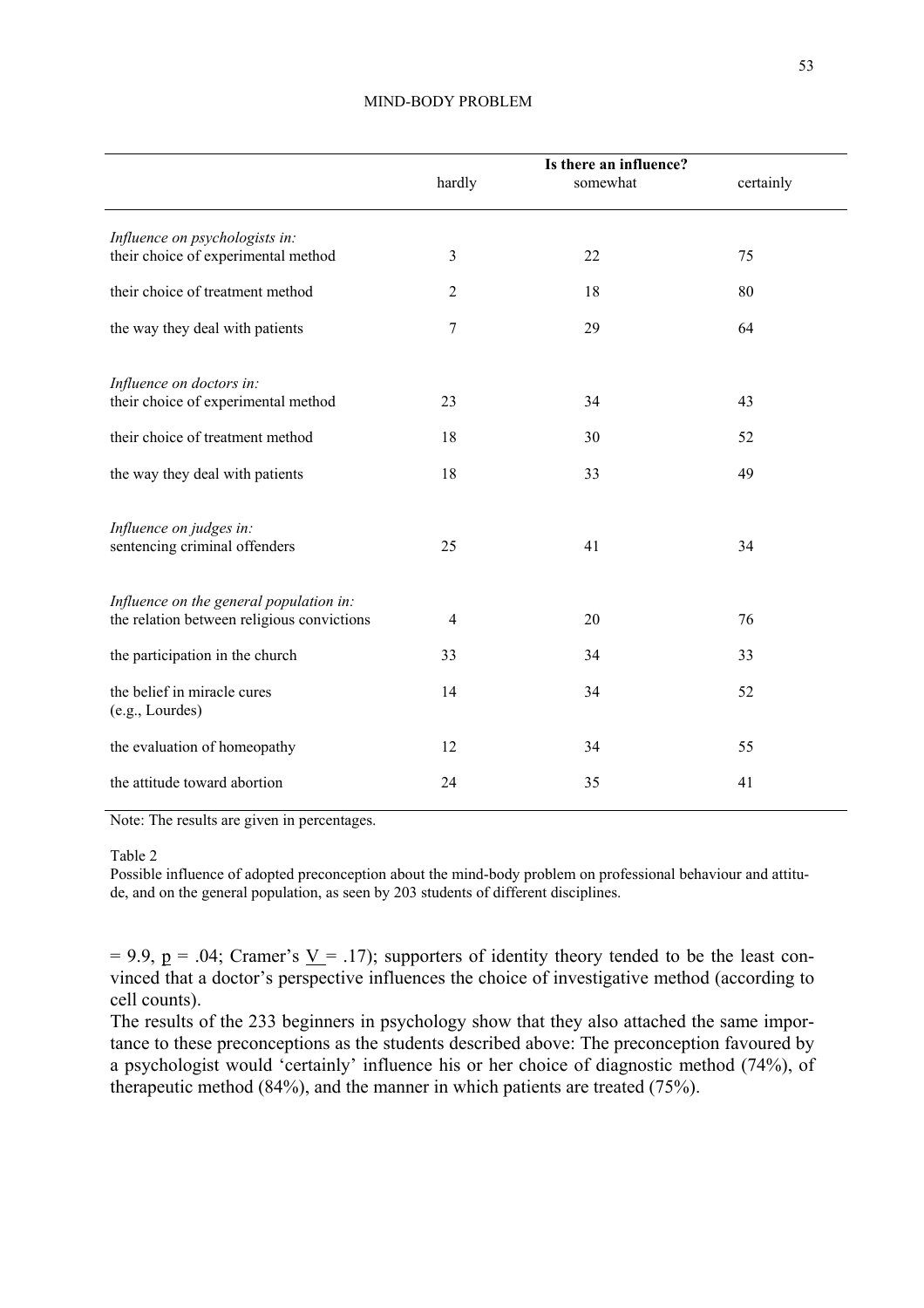| | Is there an influence? | | |
|---|---|---|---|
| | hardly | somewhat | certainly |
| *Influence on psychologists in:* | | | |
| their choice of experimental method | 3 | 22 | 75 |
| their choice of treatment method | 2 | 18 | 80 |
| the way they deal with patients | 7 | 29 | 64 |
| *Influence on doctors in:* | | | |
| their choice of experimental method | 23 | 34 | 43 |
| their choice of treatment method | 18 | 30 | 52 |
| the way they deal with patients | 18 | 33 | 49 |
| *Influence on judges in:* | | | |
| sentencing criminal offenders | 25 | 41 | 34 |
| *Influence on the general population in:* | | | |
| the relation between religious convictions | 4 | 20 | 76 |
| the participation in the church | 33 | 34 | 33 |
| the belief in miracle cures (e.g., Lourdes) | 14 | 34 | 52 |
| the evaluation of homeopathy | 12 | 34 | 55 |
| the attitude toward abortion | 24 | 35 | 41 |

Note: The results are given in percentages.

Table 2
Possible influence of adopted preconception about the mind-body problem on professional behaviour and attitude, and on the general population, as seen by 203 students of different disciplines.

= 9.9, $p = .04$; Cramer's $V = .17$); supporters of identity theory tended to be the least convinced that a doctor's perspective influences the choice of investigative method (according to cell counts).

The results of the 233 beginners in psychology show that they also attached the same importance to these preconceptions as the students described above: The preconception favoured by a psychologist would 'certainly' influence his or her choice of diagnostic method (74%), of therapeutic method (84%), and the manner in which patients are treated (75%).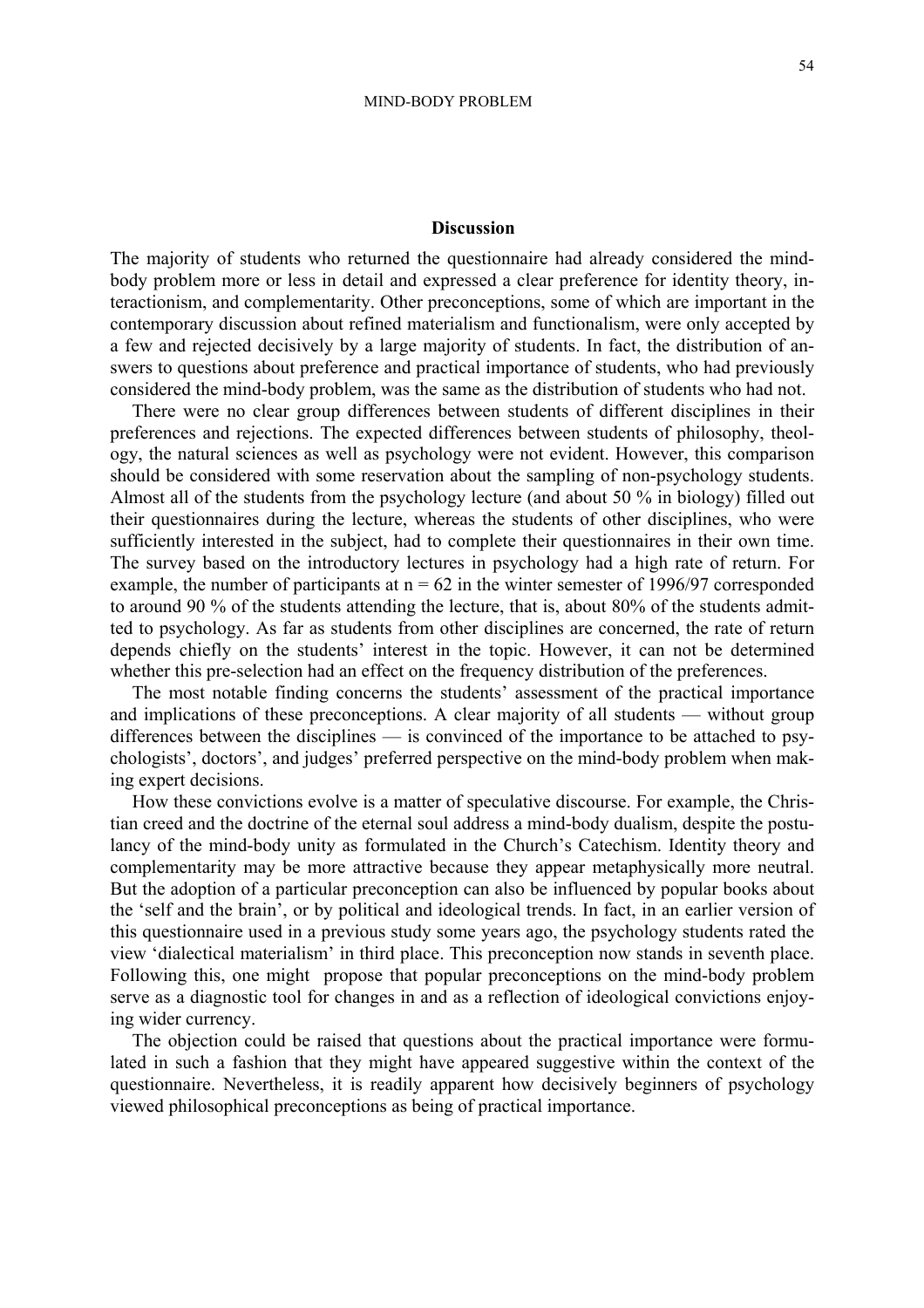## Discussion

The majority of students who returned the questionnaire had already considered the mind-body problem more or less in detail and expressed a clear preference for identity theory, interactionism, and complementarity. Other preconceptions, some of which are important in the contemporary discussion about refined materialism and functionalism, were only accepted by a few and rejected decisively by a large majority of students. In fact, the distribution of answers to questions about preference and practical importance of students, who had previously considered the mind-body problem, was the same as the distribution of students who had not.

There were no clear group differences between students of different disciplines in their preferences and rejections. The expected differences between students of philosophy, theology, the natural sciences as well as psychology were not evident. However, this comparison should be considered with some reservation about the sampling of non-psychology students. Almost all of the students from the psychology lecture (and about 50 % in biology) filled out their questionnaires during the lecture, whereas the students of other disciplines, who were sufficiently interested in the subject, had to complete their questionnaires in their own time. The survey based on the introductory lectures in psychology had a high rate of return. For example, the number of participants at $n = 62$ in the winter semester of 1996/97 corresponded to around 90 % of the students attending the lecture, that is, about 80% of the students admitted to psychology. As far as students from other disciplines are concerned, the rate of return depends chiefly on the students' interest in the topic. However, it can not be determined whether this pre-selection had an effect on the frequency distribution of the preferences.

The most notable finding concerns the students' assessment of the practical importance and implications of these preconceptions. A clear majority of all students — without group differences between the disciplines — is convinced of the importance to be attached to psychologists', doctors', and judges' preferred perspective on the mind-body problem when making expert decisions.

How these convictions evolve is a matter of speculative discourse. For example, the Christian creed and the doctrine of the eternal soul address a mind-body dualism, despite the postulancy of the mind-body unity as formulated in the Church's Catechism. Identity theory and complementarity may be more attractive because they appear metaphysically more neutral. But the adoption of a particular preconception can also be influenced by popular books about the 'self and the brain', or by political and ideological trends. In fact, in an earlier version of this questionnaire used in a previous study some years ago, the psychology students rated the view 'dialectical materialism' in third place. This preconception now stands in seventh place. Following this, one might propose that popular preconceptions on the mind-body problem serve as a diagnostic tool for changes in and as a reflection of ideological convictions enjoying wider currency.

The objection could be raised that questions about the practical importance were formulated in such a fashion that they might have appeared suggestive within the context of the questionnaire. Nevertheless, it is readily apparent how decisively beginners of psychology viewed philosophical preconceptions as being of practical importance.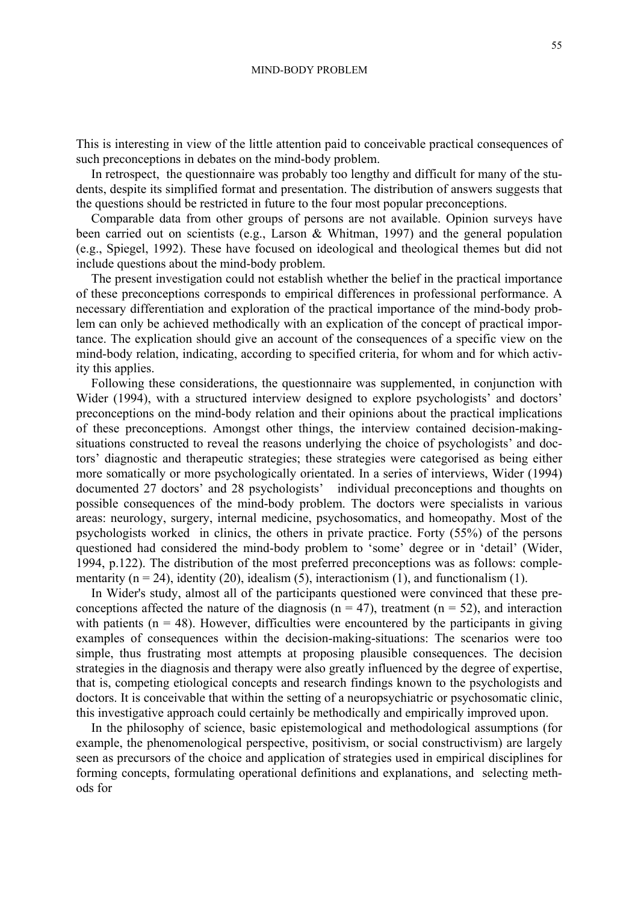This is interesting in view of the little attention paid to conceivable practical consequences of such preconceptions in debates on the mind-body problem.

In retrospect, the questionnaire was probably too lengthy and difficult for many of the students, despite its simplified format and presentation. The distribution of answers suggests that the questions should be restricted in future to the four most popular preconceptions.

Comparable data from other groups of persons are not available. Opinion surveys have been carried out on scientists (e.g., Larson & Whitman, 1997) and the general population (e.g., Spiegel, 1992). These have focused on ideological and theological themes but did not include questions about the mind-body problem.

The present investigation could not establish whether the belief in the practical importance of these preconceptions corresponds to empirical differences in professional performance. A necessary differentiation and exploration of the practical importance of the mind-body problem can only be achieved methodically with an explication of the concept of practical importance. The explication should give an account of the consequences of a specific view on the mind-body relation, indicating, according to specified criteria, for whom and for which activity this applies.

Following these considerations, the questionnaire was supplemented, in conjunction with Wider (1994), with a structured interview designed to explore psychologists' and doctors' preconceptions on the mind-body relation and their opinions about the practical implications of these preconceptions. Amongst other things, the interview contained decision-making-situations constructed to reveal the reasons underlying the choice of psychologists' and doctors' diagnostic and therapeutic strategies; these strategies were categorised as being either more somatically or more psychologically orientated. In a series of interviews, Wider (1994) documented 27 doctors' and 28 psychologists' individual preconceptions and thoughts on possible consequences of the mind-body problem. The doctors were specialists in various areas: neurology, surgery, internal medicine, psychosomatics, and homeopathy. Most of the psychologists worked in clinics, the others in private practice. Forty (55%) of the persons questioned had considered the mind-body problem to 'some' degree or in 'detail' (Wider, 1994, p.122). The distribution of the most preferred preconceptions was as follows: complementarity ($n = 24$), identity (20), idealism (5), interactionism (1), and functionalism (1).

In Wider's study, almost all of the participants questioned were convinced that these preconceptions affected the nature of the diagnosis ($n = 47$), treatment ($n = 52$), and interaction with patients ($n = 48$). However, difficulties were encountered by the participants in giving examples of consequences within the decision-making-situations: The scenarios were too simple, thus frustrating most attempts at proposing plausible consequences. The decision strategies in the diagnosis and therapy were also greatly influenced by the degree of expertise, that is, competing etiological concepts and research findings known to the psychologists and doctors. It is conceivable that within the setting of a neuropsychiatric or psychosomatic clinic, this investigative approach could certainly be methodically and empirically improved upon.

In the philosophy of science, basic epistemological and methodological assumptions (for example, the phenomenological perspective, positivism, or social constructivism) are largely seen as precursors of the choice and application of strategies used in empirical disciplines for forming concepts, formulating operational definitions and explanations, and selecting methods for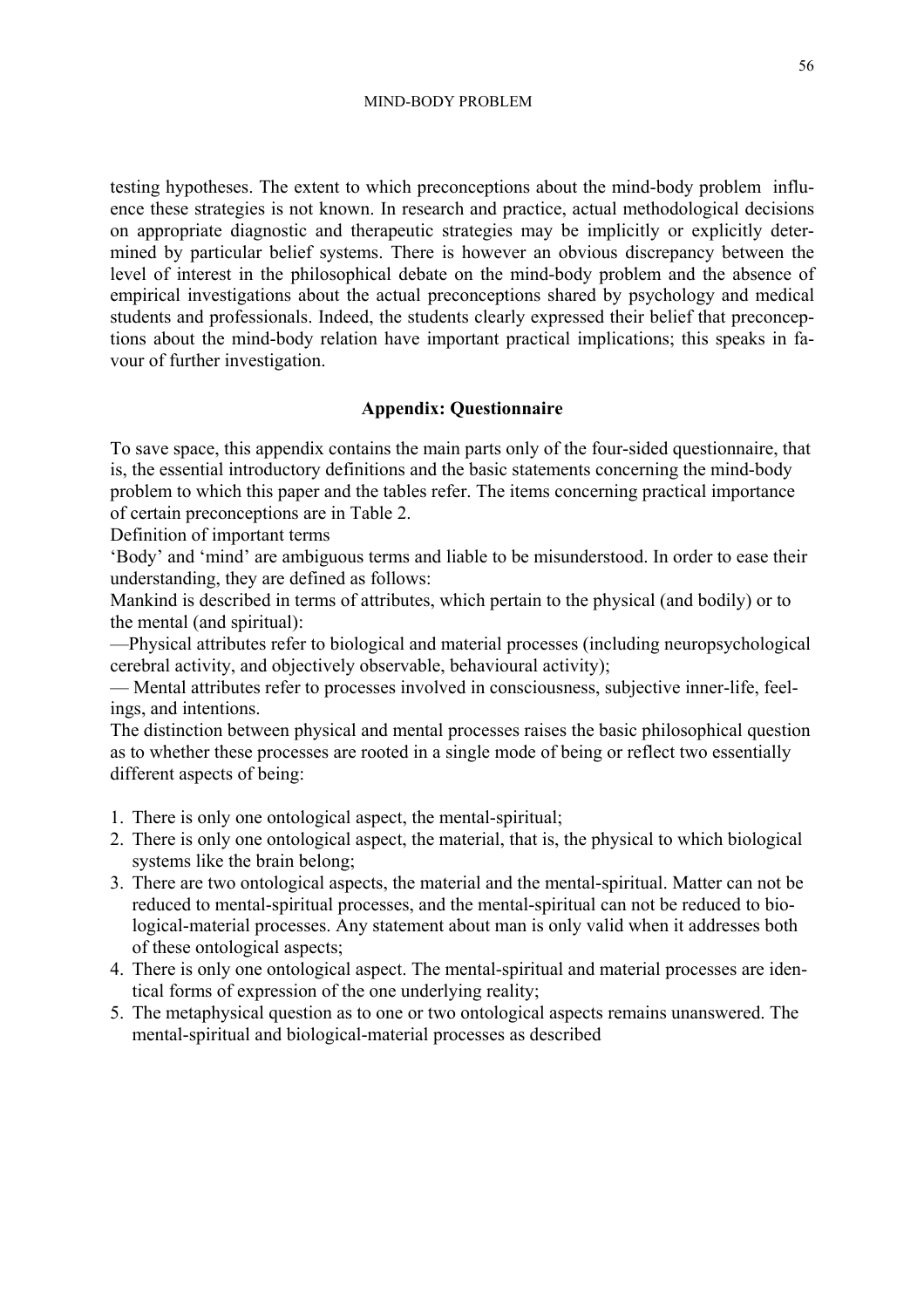testing hypotheses. The extent to which preconceptions about the mind-body problem influence these strategies is not known. In research and practice, actual methodological decisions on appropriate diagnostic and therapeutic strategies may be implicitly or explicitly determined by particular belief systems. There is however an obvious discrepancy between the level of interest in the philosophical debate on the mind-body problem and the absence of empirical investigations about the actual preconceptions shared by psychology and medical students and professionals. Indeed, the students clearly expressed their belief that preconceptions about the mind-body relation have important practical implications; this speaks in favour of further investigation.

## Appendix: Questionnaire

To save space, this appendix contains the main parts only of the four-sided questionnaire, that is, the essential introductory definitions and the basic statements concerning the mind-body problem to which this paper and the tables refer. The items concerning practical importance of certain preconceptions are in Table 2.

Definition of important terms

'Body' and 'mind' are ambiguous terms and liable to be misunderstood. In order to ease their understanding, they are defined as follows:

Mankind is described in terms of attributes, which pertain to the physical (and bodily) or to the mental (and spiritual):

—Physical attributes refer to biological and material processes (including neuropsychological cerebral activity, and objectively observable, behavioural activity);

— Mental attributes refer to processes involved in consciousness, subjective inner-life, feelings, and intentions.

The distinction between physical and mental processes raises the basic philosophical question as to whether these processes are rooted in a single mode of being or reflect two essentially different aspects of being:

1. There is only one ontological aspect, the mental-spiritual;
2. There is only one ontological aspect, the material, that is, the physical to which biological systems like the brain belong;
3. There are two ontological aspects, the material and the mental-spiritual. Matter can not be reduced to mental-spiritual processes, and the mental-spiritual can not be reduced to biological-material processes. Any statement about man is only valid when it addresses both of these ontological aspects;
4. There is only one ontological aspect. The mental-spiritual and material processes are identical forms of expression of the one underlying reality;
5. The metaphysical question as to one or two ontological aspects remains unanswered. The mental-spiritual and biological-material processes as described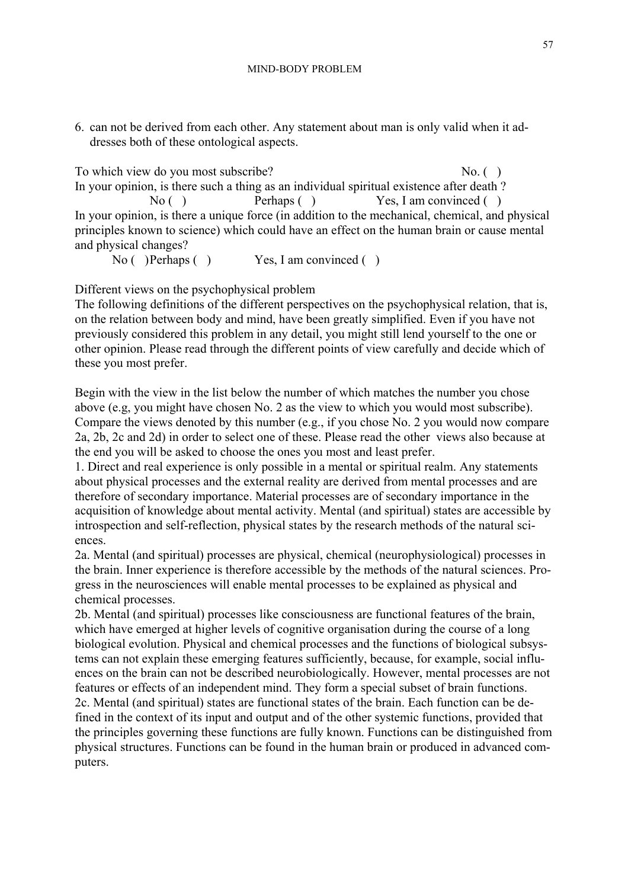6. can not be derived from each other. Any statement about man is only valid when it addresses both of these ontological aspects.

To which view do you most subscribe? No. ( )

In your opinion, is there such a thing as an individual spiritual existence after death ?

No ( ) Perhaps ( ) Yes, I am convinced ( )

In your opinion, is there a unique force (in addition to the mechanical, chemical, and physical principles known to science) which could have an effect on the human brain or cause mental and physical changes?

No ( ) Perhaps ( ) Yes, I am convinced ( )

Different views on the psychophysical problem

The following definitions of the different perspectives on the psychophysical relation, that is, on the relation between body and mind, have been greatly simplified. Even if you have not previously considered this problem in any detail, you might still lend yourself to the one or other opinion. Please read through the different points of view carefully and decide which of these you most prefer.

Begin with the view in the list below the number of which matches the number you chose above (e.g, you might have chosen No. 2 as the view to which you would most subscribe). Compare the views denoted by this number (e.g., if you chose No. 2 you would now compare 2a, 2b, 2c and 2d) in order to select one of these. Please read the other views also because at the end you will be asked to choose the ones you most and least prefer.

1. Direct and real experience is only possible in a mental or spiritual realm. Any statements about physical processes and the external reality are derived from mental processes and are therefore of secondary importance. Material processes are of secondary importance in the acquisition of knowledge about mental activity. Mental (and spiritual) states are accessible by introspection and self-reflection, physical states by the research methods of the natural sciences.

2a. Mental (and spiritual) processes are physical, chemical (neurophysiological) processes in the brain. Inner experience is therefore accessible by the methods of the natural sciences. Progress in the neurosciences will enable mental processes to be explained as physical and chemical processes.

2b. Mental (and spiritual) processes like consciousness are functional features of the brain, which have emerged at higher levels of cognitive organisation during the course of a long biological evolution. Physical and chemical processes and the functions of biological subsystems can not explain these emerging features sufficiently, because, for example, social influences on the brain can not be described neurobiologically. However, mental processes are not features or effects of an independent mind. They form a special subset of brain functions.

2c. Mental (and spiritual) states are functional states of the brain. Each function can be defined in the context of its input and output and of the other systemic functions, provided that the principles governing these functions are fully known. Functions can be distinguished from physical structures. Functions can be found in the human brain or produced in advanced computers.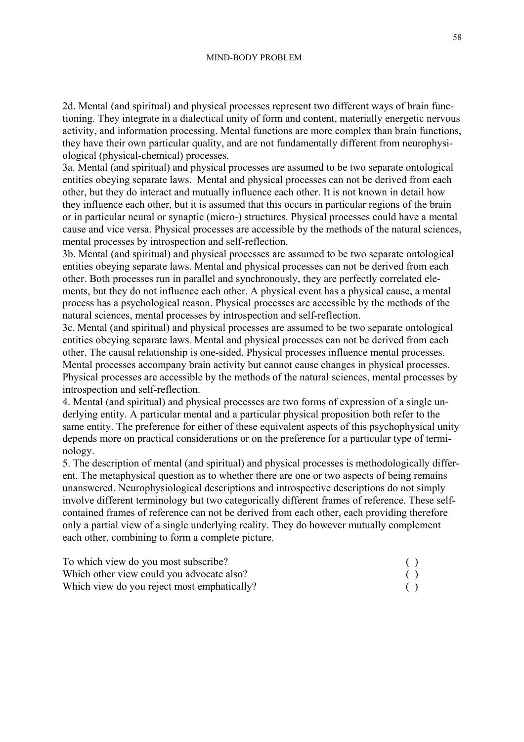2d. Mental (and spiritual) and physical processes represent two different ways of brain functioning. They integrate in a dialectical unity of form and content, materially energetic nervous activity, and information processing. Mental functions are more complex than brain functions, they have their own particular quality, and are not fundamentally different from neurophysiological (physical-chemical) processes.

3a. Mental (and spiritual) and physical processes are assumed to be two separate ontological entities obeying separate laws. Mental and physical processes can not be derived from each other, but they do interact and mutually influence each other. It is not known in detail how they influence each other, but it is assumed that this occurs in particular regions of the brain or in particular neural or synaptic (micro-) structures. Physical processes could have a mental cause and vice versa. Physical processes are accessible by the methods of the natural sciences, mental processes by introspection and self-reflection.

3b. Mental (and spiritual) and physical processes are assumed to be two separate ontological entities obeying separate laws. Mental and physical processes can not be derived from each other. Both processes run in parallel and synchronously, they are perfectly correlated elements, but they do not influence each other. A physical event has a physical cause, a mental process has a psychological reason. Physical processes are accessible by the methods of the natural sciences, mental processes by introspection and self-reflection.

3c. Mental (and spiritual) and physical processes are assumed to be two separate ontological entities obeying separate laws. Mental and physical processes can not be derived from each other. The causal relationship is one-sided. Physical processes influence mental processes. Mental processes accompany brain activity but cannot cause changes in physical processes. Physical processes are accessible by the methods of the natural sciences, mental processes by introspection and self-reflection.

4. Mental (and spiritual) and physical processes are two forms of expression of a single underlying entity. A particular mental and a particular physical proposition both refer to the same entity. The preference for either of these equivalent aspects of this psychophysical unity depends more on practical considerations or on the preference for a particular type of terminology.

5. The description of mental (and spiritual) and physical processes is methodologically different. The metaphysical question as to whether there are one or two aspects of being remains unanswered. Neurophysiological descriptions and introspective descriptions do not simply involve different terminology but two categorically different frames of reference. These self-contained frames of reference can not be derived from each other, each providing therefore only a partial view of a single underlying reality. They do however mutually complement each other, combining to form a complete picture.

To which view do you most subscribe? ( )

Which other view could you advocate also? ( )

Which view do you reject most emphatically? ( )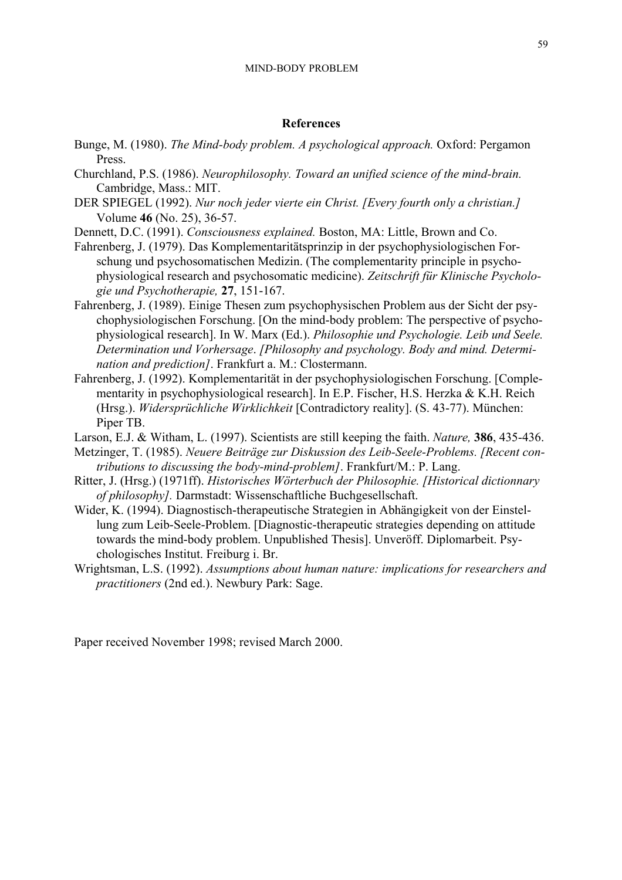## References

Bunge, M. (1980). *The Mind-body problem. A psychological approach.* Oxford: Pergamon Press.

Churchland, P.S. (1986). *Neurophilosophy. Toward an unified science of the mind-brain.* Cambridge, Mass.: MIT.

DER SPIEGEL (1992). *Nur noch jeder vierte ein Christ. [Every fourth only a christian.]* Volume **46** (No. 25), 36-57.

Dennett, D.C. (1991). *Consciousness explained.* Boston, MA: Little, Brown and Co.

Fahrenberg, J. (1979). Das Komplementaritätsprinzip in der psychophysiologischen Forschung und psychosomatischen Medizin. (The complementarity principle in psychophysiological research and psychosomatic medicine). *Zeitschrift für Klinische Psychologie und Psychotherapie,* **27**, 151-167.

Fahrenberg, J. (1989). Einige Thesen zum psychophysischen Problem aus der Sicht der psychophysiologischen Forschung. [On the mind-body problem: The perspective of psychophysiological research]. In W. Marx (Ed.). *Philosophie und Psychologie. Leib und Seele. Determination und Vorhersage*. *[Philosophy and psychology. Body and mind. Determination and prediction]*. Frankfurt a. M.: Clostermann.

Fahrenberg, J. (1992). Komplementarität in der psychophysiologischen Forschung. [Complementarity in psychophysiological research]. In E.P. Fischer, H.S. Herzka & K.H. Reich (Hrsg.). *Widersprüchliche Wirklichkeit* [Contradictory reality]. (S. 43-77). München: Piper TB.

Larson, E.J. & Witham, L. (1997). Scientists are still keeping the faith. *Nature,* **386**, 435-436.

Metzinger, T. (1985). *Neuere Beiträge zur Diskussion des Leib-Seele-Problems. [Recent contributions to discussing the body-mind-problem]*. Frankfurt/M.: P. Lang.

Ritter, J. (Hrsg.) (1971ff). *Historisches Wörterbuch der Philosophie. [Historical dictionnary of philosophy].* Darmstadt: Wissenschaftliche Buchgesellschaft.

Wider, K. (1994). Diagnostisch-therapeutische Strategien in Abhängigkeit von der Einstellung zum Leib-Seele-Problem. [Diagnostic-therapeutic strategies depending on attitude towards the mind-body problem. Unpublished Thesis]. Unveröff. Diplomarbeit. Psychologisches Institut. Freiburg i. Br.

Wrightsman, L.S. (1992). *Assumptions about human nature: implications for researchers and practitioners* (2nd ed.). Newbury Park: Sage.

Paper received November 1998; revised March 2000.